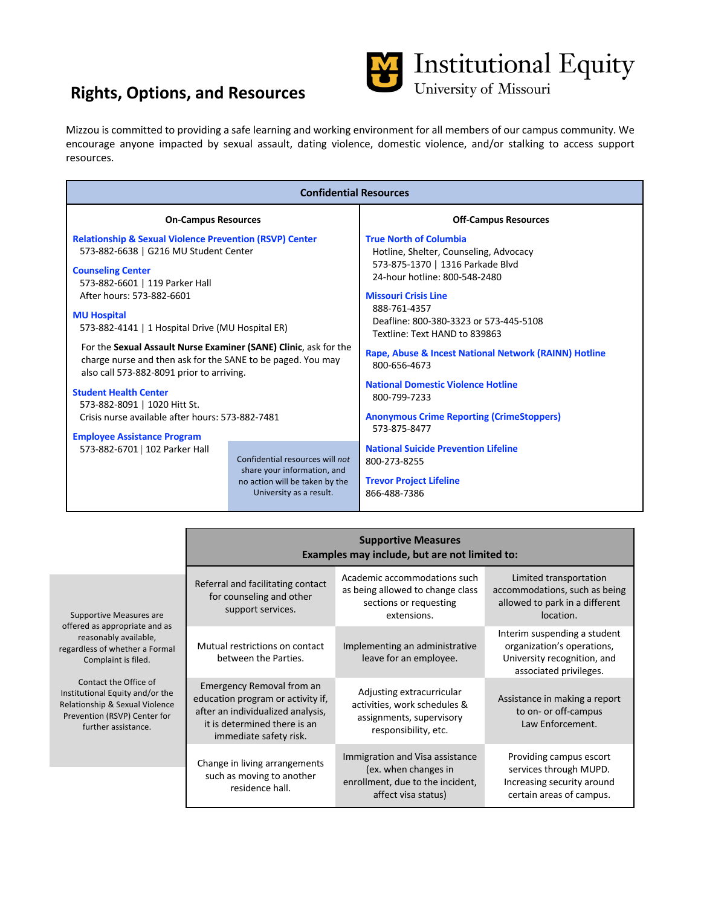Institutional Equity
University of Missouri

# Rights, Options, and Resources

Mizzou is committed to providing a safe learning and working environment for all members of our campus community. We encourage anyone impacted by sexual assault, dating violence, domestic violence, and/or stalking to access support resources.

## Confidential Resources

### On-Campus Resources

**Relationship & Sexual Violence Prevention (RSVP) Center**
573-882-6638 | G216 MU Student Center

**Counseling Center**
573-882-6601 | 119 Parker Hall
After hours: 573-882-6601

**MU Hospital**
573-882-4141 | 1 Hospital Drive (MU Hospital ER)

For the **Sexual Assault Nurse Examiner (SANE) Clinic**, ask for the charge nurse and then ask for the SANE to be paged. You may also call 573-882-8091 prior to arriving.

**Student Health Center**
573-882-8091 | 1020 Hitt St.
Crisis nurse available after hours: 573-882-7481

**Employee Assistance Program**
573-882-6701 | 102 Parker Hall

Confidential resources will *not* share your information, and no action will be taken by the University as a result.

### Off-Campus Resources

**True North of Columbia**
Hotline, Shelter, Counseling, Advocacy
573-875-1370 | 1316 Parkade Blvd
24-hour hotline: 800-548-2480

**Missouri Crisis Line**
888-761-4357
Deafline: 800-380-3323 or 573-445-5108
Textline: Text HAND to 839863

**Rape, Abuse & Incest National Network (RAINN) Hotline**
800-656-4673

**National Domestic Violence Hotline**
800-799-7233

**Anonymous Crime Reporting (CrimeStoppers)**
573-875-8477

**National Suicide Prevention Lifeline**
800-273-8255

**Trevor Project Lifeline**
866-488-7386

## Supportive Measures

**Examples may include, but are not limited to:**

| | | |
|---|---|---|
| Referral and facilitating contact for counseling and other support services. | Academic accommodations such as being allowed to change class sections or requesting extensions. | Limited transportation accommodations, such as being allowed to park in a different location. |
| Mutual restrictions on contact between the Parties. | Implementing an administrative leave for an employee. | Interim suspending a student organization's operations, University recognition, and associated privileges. |
| Emergency Removal from an education program or activity if, after an individualized analysis, it is determined there is an immediate safety risk. | Adjusting extracurricular activities, work schedules & assignments, supervisory responsibility, etc. | Assistance in making a report to on- or off-campus Law Enforcement. |
| Change in living arrangements such as moving to another residence hall. | Immigration and Visa assistance (ex. when changes in enrollment, due to the incident, affect visa status) | Providing campus escort services through MUPD. Increasing security around certain areas of campus. |

Supportive Measures are offered as appropriate and as reasonably available, regardless of whether a Formal Complaint is filed.

Contact the Office of Institutional Equity and/or the Relationship & Sexual Violence Prevention (RSVP) Center for further assistance.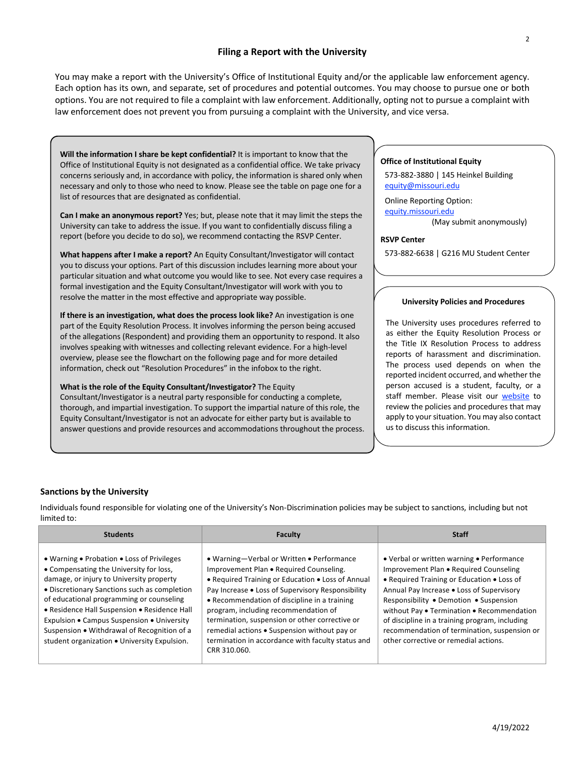## Filing a Report with the University

You may make a report with the University's Office of Institutional Equity and/or the applicable law enforcement agency. Each option has its own, and separate, set of procedures and potential outcomes. You may choose to pursue one or both options. You are not required to file a complaint with law enforcement. Additionally, opting not to pursue a complaint with law enforcement does not prevent you from pursuing a complaint with the University, and vice versa.

**Will the information I share be kept confidential?** It is important to know that the Office of Institutional Equity is not designated as a confidential office. We take privacy concerns seriously and, in accordance with policy, the information is shared only when necessary and only to those who need to know. Please see the table on page one for a list of resources that are designated as confidential.

**Can I make an anonymous report?** Yes; but, please note that it may limit the steps the University can take to address the issue. If you want to confidentially discuss filing a report (before you decide to do so), we recommend contacting the RSVP Center.

**What happens after I make a report?** An Equity Consultant/Investigator will contact you to discuss your options. Part of this discussion includes learning more about your particular situation and what outcome you would like to see. Not every case requires a formal investigation and the Equity Consultant/Investigator will work with you to resolve the matter in the most effective and appropriate way possible.

**If there is an investigation, what does the process look like?** An investigation is one part of the Equity Resolution Process. It involves informing the person being accused of the allegations (Respondent) and providing them an opportunity to respond. It also involves speaking with witnesses and collecting relevant evidence. For a high-level overview, please see the flowchart on the following page and for more detailed information, check out "Resolution Procedures" in the infobox to the right.

**What is the role of the Equity Consultant/Investigator?** The Equity Consultant/Investigator is a neutral party responsible for conducting a complete, thorough, and impartial investigation. To support the impartial nature of this role, the Equity Consultant/Investigator is not an advocate for either party but is available to answer questions and provide resources and accommodations throughout the process.

**Office of Institutional Equity**

573-882-3880 | 145 Heinkel Building
equity@missouri.edu

Online Reporting Option:
equity.missouri.edu
(May submit anonymously)

**RSVP Center**

573-882-6638 | G216 MU Student Center

**University Policies and Procedures**

The University uses procedures referred to as either the Equity Resolution Process or the Title IX Resolution Process to address reports of harassment and discrimination. The process used depends on when the reported incident occurred, and whether the person accused is a student, faculty, or a staff member. Please visit our website to review the policies and procedures that may apply to your situation. You may also contact us to discuss this information.

### Sanctions by the University

Individuals found responsible for violating one of the University's Non-Discrimination policies may be subject to sanctions, including but not limited to:

| Students | Faculty | Staff |
|---|---|---|
| • Warning • Probation • Loss of Privileges • Compensating the University for loss, damage, or injury to University property • Discretionary Sanctions such as completion of educational programming or counseling • Residence Hall Suspension • Residence Hall Expulsion • Campus Suspension • University Suspension • Withdrawal of Recognition of a student organization • University Expulsion. | • Warning—Verbal or Written • Performance Improvement Plan • Required Counseling. • Required Training or Education • Loss of Annual Pay Increase • Loss of Supervisory Responsibility • Recommendation of discipline in a training program, including recommendation of termination, suspension or other corrective or remedial actions • Suspension without pay or termination in accordance with faculty status and CRR 310.060. | • Verbal or written warning • Performance Improvement Plan • Required Counseling • Required Training or Education • Loss of Annual Pay Increase • Loss of Supervisory Responsibility • Demotion • Suspension without Pay • Termination • Recommendation of discipline in a training program, including recommendation of termination, suspension or other corrective or remedial actions. |

4/19/2022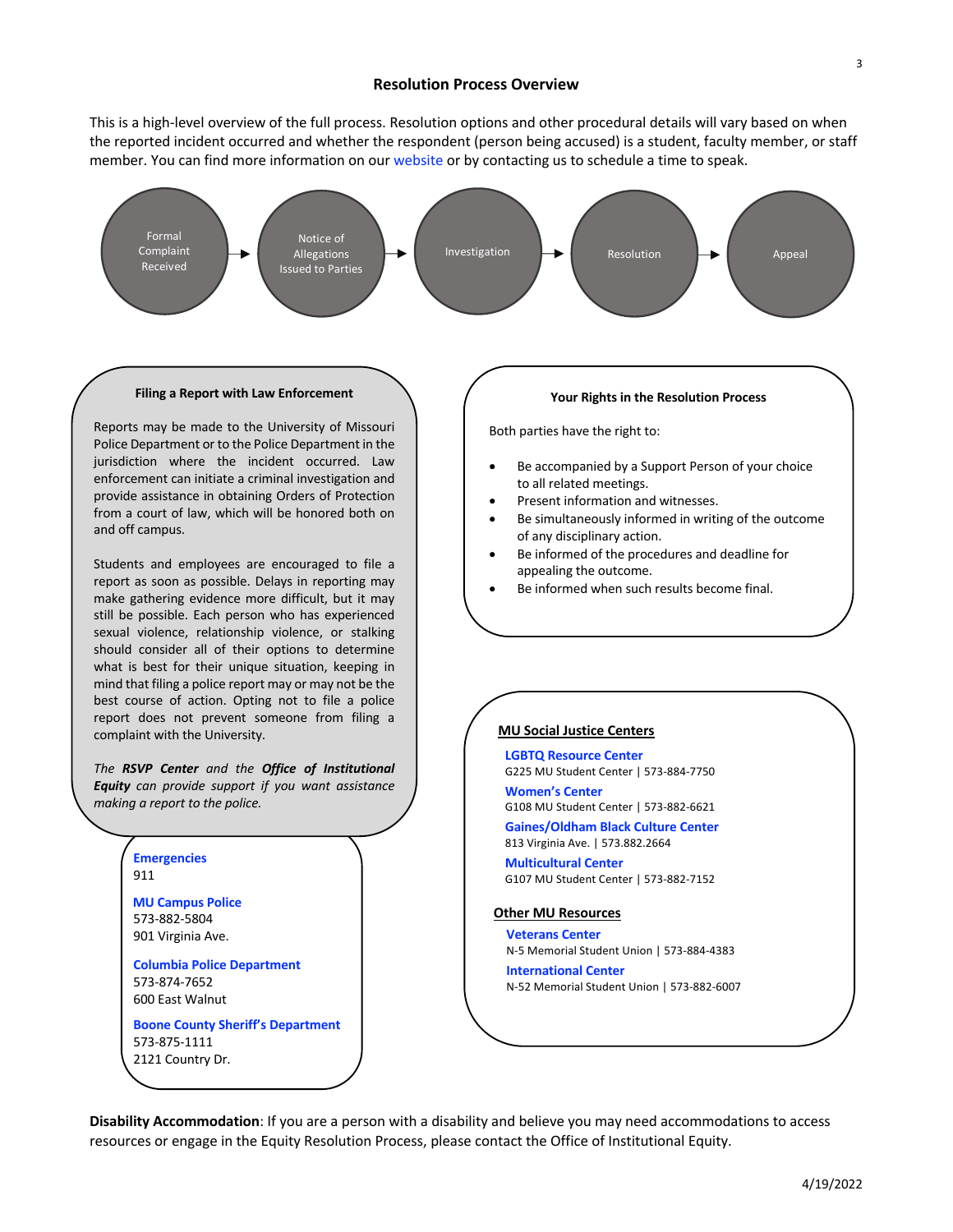## Resolution Process Overview

This is a high-level overview of the full process. Resolution options and other procedural details will vary based on when the reported incident occurred and whether the respondent (person being accused) is a student, faculty member, or staff member. You can find more information on our website or by contacting us to schedule a time to speak.

Formal Complaint Received → Notice of Allegations Issued to Parties → Investigation → Resolution → Appeal

### Filing a Report with Law Enforcement

Reports may be made to the University of Missouri Police Department or to the Police Department in the jurisdiction where the incident occurred. Law enforcement can initiate a criminal investigation and provide assistance in obtaining Orders of Protection from a court of law, which will be honored both on and off campus.

Students and employees are encouraged to file a report as soon as possible. Delays in reporting may make gathering evidence more difficult, but it may still be possible. Each person who has experienced sexual violence, relationship violence, or stalking should consider all of their options to determine what is best for their unique situation, keeping in mind that filing a police report may or may not be the best course of action. Opting not to file a police report does not prevent someone from filing a complaint with the University.

*The **RSVP Center** and the **Office of Institutional Equity** can provide support if you want assistance making a report to the police.*

**Emergencies**
911

**MU Campus Police**
573-882-5804
901 Virginia Ave.

**Columbia Police Department**
573-874-7652
600 East Walnut

**Boone County Sheriff's Department**
573-875-1111
2121 Country Dr.

### Your Rights in the Resolution Process

Both parties have the right to:

- Be accompanied by a Support Person of your choice to all related meetings.
- Present information and witnesses.
- Be simultaneously informed in writing of the outcome of any disciplinary action.
- Be informed of the procedures and deadline for appealing the outcome.
- Be informed when such results become final.

### MU Social Justice Centers

**LGBTQ Resource Center**
G225 MU Student Center | 573-884-7750

**Women's Center**
G108 MU Student Center | 573-882-6621

**Gaines/Oldham Black Culture Center**
813 Virginia Ave. | 573.882.2664

**Multicultural Center**
G107 MU Student Center | 573-882-7152

### Other MU Resources

**Veterans Center**
N-5 Memorial Student Union | 573-884-4383

**International Center**
N-52 Memorial Student Union | 573-882-6007

**Disability Accommodation**: If you are a person with a disability and believe you may need accommodations to access resources or engage in the Equity Resolution Process, please contact the Office of Institutional Equity.

4/19/2022